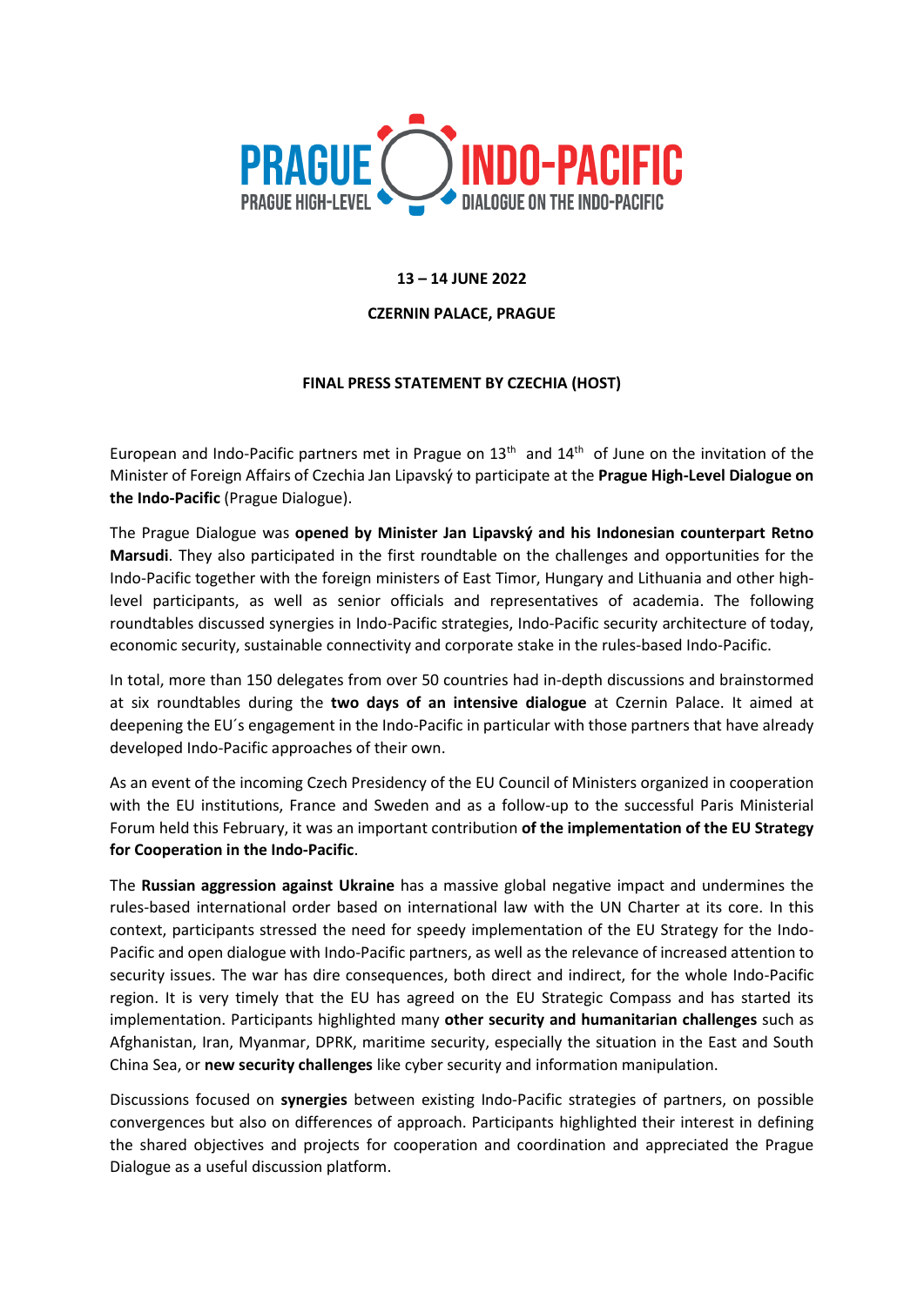PRAGUE INDO-PACIFIC

PRAGUE HIGH-LEVEL DIALOGUE ON THE INDO-PACIFIC

**13 – 14 JUNE 2022**

**CZERNIN PALACE, PRAGUE**

**FINAL PRESS STATEMENT BY CZECHIA (HOST)**

European and Indo-Pacific partners met in Prague on 13th and 14th of June on the invitation of the Minister of Foreign Affairs of Czechia Jan Lipavský to participate at the **Prague High-Level Dialogue on the Indo-Pacific** (Prague Dialogue).

The Prague Dialogue was **opened by Minister Jan Lipavský and his Indonesian counterpart Retno Marsudi**. They also participated in the first roundtable on the challenges and opportunities for the Indo-Pacific together with the foreign ministers of East Timor, Hungary and Lithuania and other high-level participants, as well as senior officials and representatives of academia. The following roundtables discussed synergies in Indo-Pacific strategies, Indo-Pacific security architecture of today, economic security, sustainable connectivity and corporate stake in the rules-based Indo-Pacific.

In total, more than 150 delegates from over 50 countries had in-depth discussions and brainstormed at six roundtables during the **two days of an intensive dialogue** at Czernin Palace. It aimed at deepening the EU´s engagement in the Indo-Pacific in particular with those partners that have already developed Indo-Pacific approaches of their own.

As an event of the incoming Czech Presidency of the EU Council of Ministers organized in cooperation with the EU institutions, France and Sweden and as a follow-up to the successful Paris Ministerial Forum held this February, it was an important contribution **of the implementation of the EU Strategy for Cooperation in the Indo-Pacific**.

The **Russian aggression against Ukraine** has a massive global negative impact and undermines the rules-based international order based on international law with the UN Charter at its core. In this context, participants stressed the need for speedy implementation of the EU Strategy for the Indo-Pacific and open dialogue with Indo-Pacific partners, as well as the relevance of increased attention to security issues. The war has dire consequences, both direct and indirect, for the whole Indo-Pacific region. It is very timely that the EU has agreed on the EU Strategic Compass and has started its implementation. Participants highlighted many **other security and humanitarian challenges** such as Afghanistan, Iran, Myanmar, DPRK, maritime security, especially the situation in the East and South China Sea, or **new security challenges** like cyber security and information manipulation.

Discussions focused on **synergies** between existing Indo-Pacific strategies of partners, on possible convergences but also on differences of approach. Participants highlighted their interest in defining the shared objectives and projects for cooperation and coordination and appreciated the Prague Dialogue as a useful discussion platform.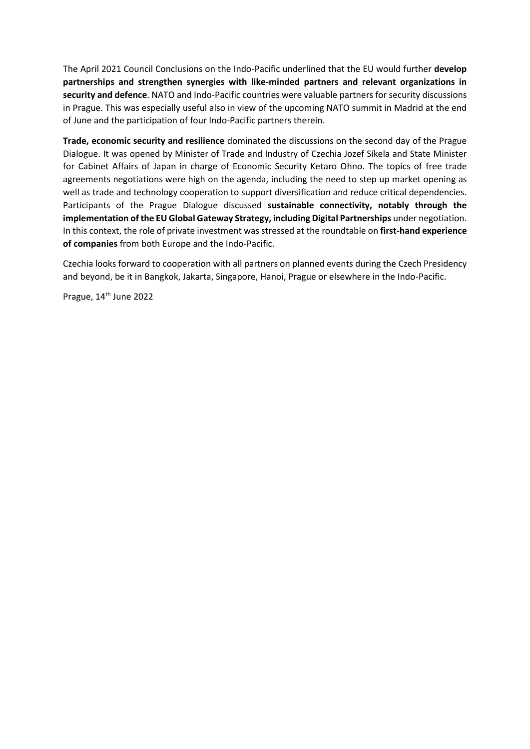The April 2021 Council Conclusions on the Indo-Pacific underlined that the EU would further **develop partnerships and strengthen synergies with like-minded partners and relevant organizations in security and defence**. NATO and Indo-Pacific countries were valuable partners for security discussions in Prague. This was especially useful also in view of the upcoming NATO summit in Madrid at the end of June and the participation of four Indo-Pacific partners therein.

**Trade, economic security and resilience** dominated the discussions on the second day of the Prague Dialogue. It was opened by Minister of Trade and Industry of Czechia Jozef Síkela and State Minister for Cabinet Affairs of Japan in charge of Economic Security Ketaro Ohno. The topics of free trade agreements negotiations were high on the agenda, including the need to step up market opening as well as trade and technology cooperation to support diversification and reduce critical dependencies. Participants of the Prague Dialogue discussed **sustainable connectivity, notably through the implementation of the EU Global Gateway Strategy, including Digital Partnerships** under negotiation. In this context, the role of private investment was stressed at the roundtable on **first-hand experience of companies** from both Europe and the Indo-Pacific.

Czechia looks forward to cooperation with all partners on planned events during the Czech Presidency and beyond, be it in Bangkok, Jakarta, Singapore, Hanoi, Prague or elsewhere in the Indo-Pacific.

Prague, 14th June 2022